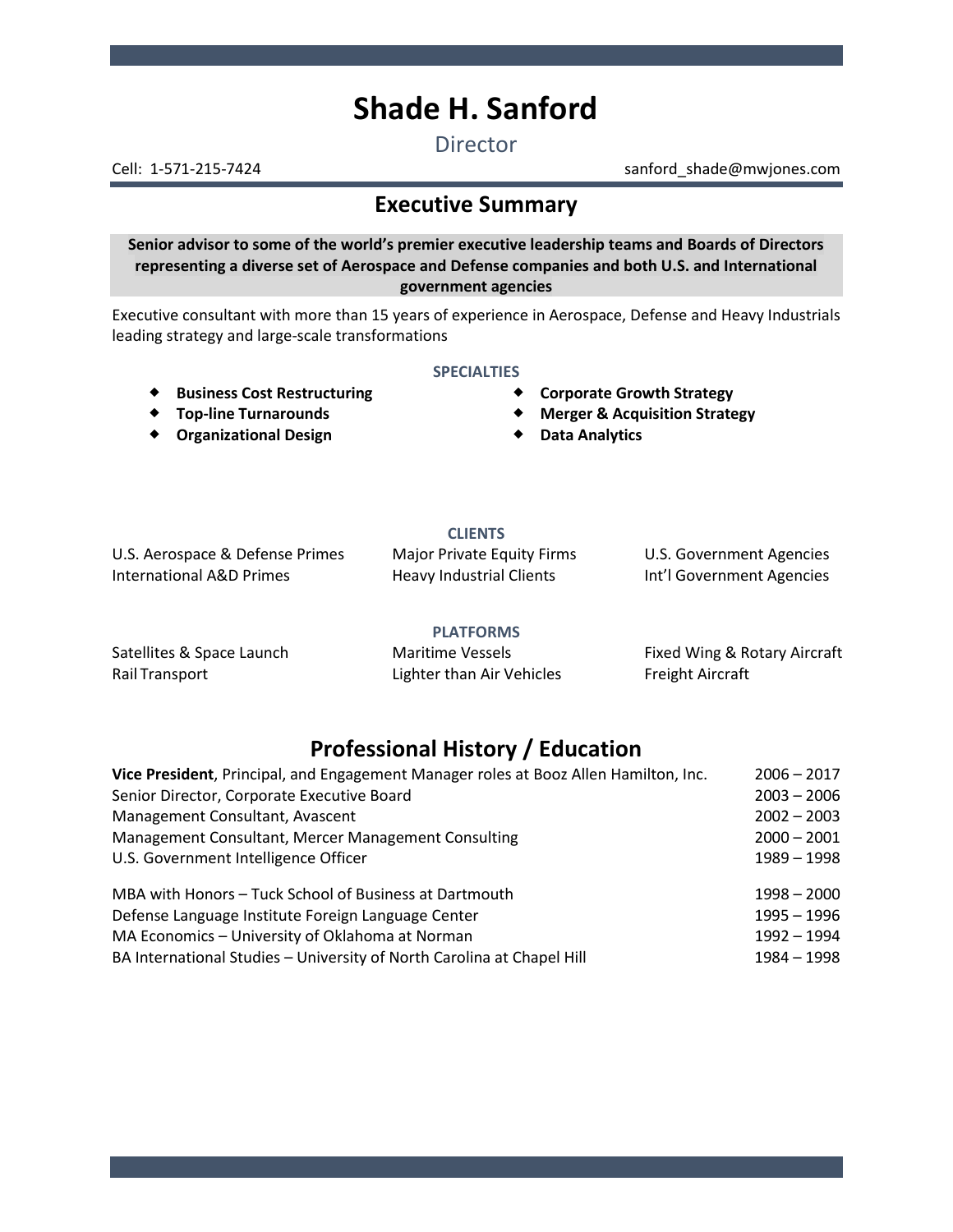# Shade H. Sanford

Director

Cell: 1-571-215-7424 sanford_shade@mwjones.com

## Executive Summary

**Senior advisor to some of the world's premier executive leadership teams and Boards of Directors representing a diverse set of Aerospace and Defense companies and both U.S. and International government agencies**

Executive consultant with more than 15 years of experience in Aerospace, Defense and Heavy Industrials leading strategy and large-scale transformations

### SPECIALTIES

- **Business Cost Restructuring**
- **Top-line Turnarounds**
- **Organizational Design**
- **Corporate Growth Strategy**
- **Merger & Acquisition Strategy**
- **Data Analytics**

### CLIENTS

| | | |
|---|---|---|
| U.S. Aerospace & Defense Primes | Major Private Equity Firms | U.S. Government Agencies |
| International A&D Primes | Heavy Industrial Clients | Int'l Government Agencies |

### PLATFORMS

| | | |
|---|---|---|
| Satellites & Space Launch | Maritime Vessels | Fixed Wing & Rotary Aircraft |
| Rail Transport | Lighter than Air Vehicles | Freight Aircraft |

## Professional History / Education

| | |
|---|---|
| **Vice President**, Principal, and Engagement Manager roles at Booz Allen Hamilton, Inc. | 2006 – 2017 |
| Senior Director, Corporate Executive Board | 2003 – 2006 |
| Management Consultant, Avascent | 2002 – 2003 |
| Management Consultant, Mercer Management Consulting | 2000 – 2001 |
| U.S. Government Intelligence Officer | 1989 – 1998 |

| | |
|---|---|
| MBA with Honors – Tuck School of Business at Dartmouth | 1998 – 2000 |
| Defense Language Institute Foreign Language Center | 1995 – 1996 |
| MA Economics – University of Oklahoma at Norman | 1992 – 1994 |
| BA International Studies – University of North Carolina at Chapel Hill | 1984 – 1998 |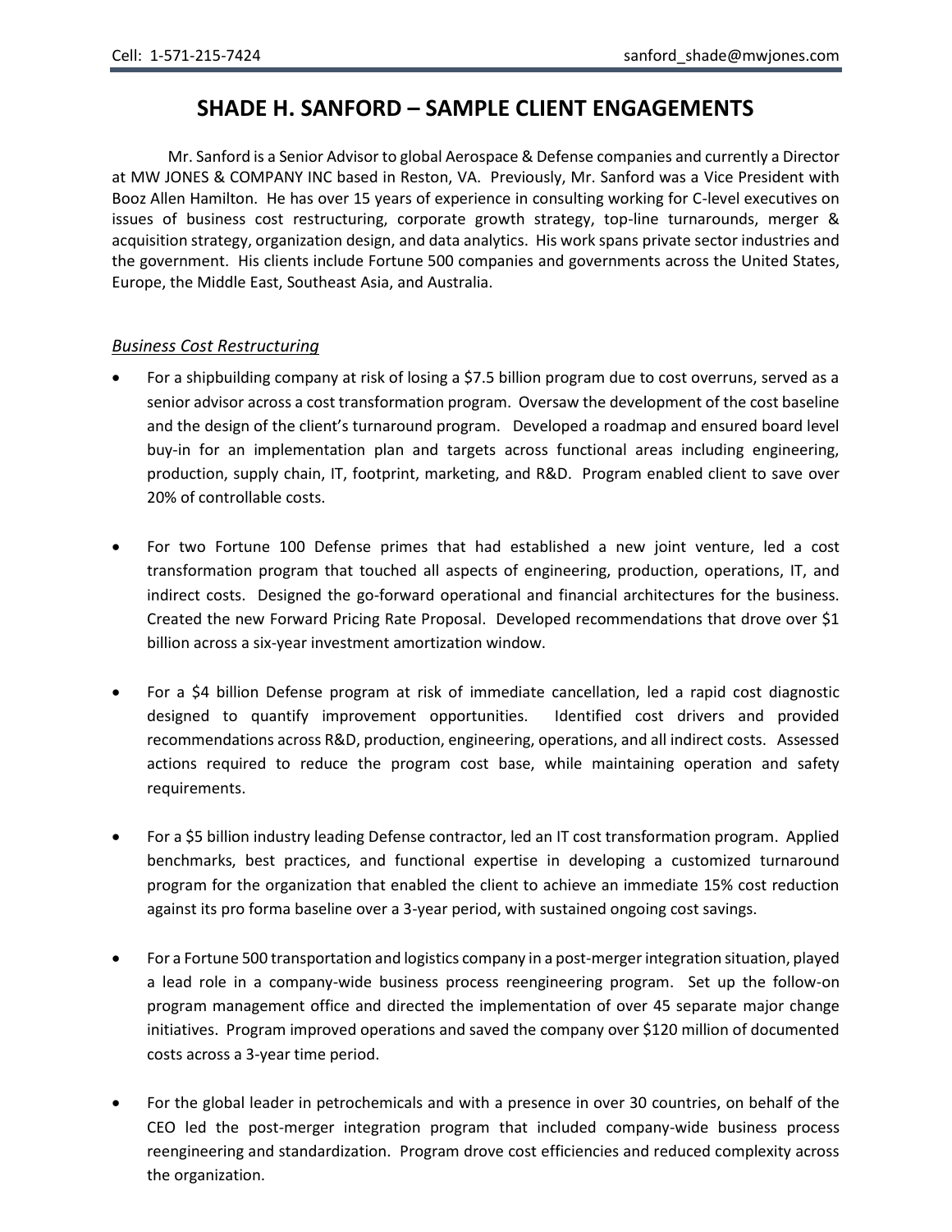Cell: 1-571-215-7424 sanford_shade@mwjones.com

# SHADE H. SANFORD – SAMPLE CLIENT ENGAGEMENTS

Mr. Sanford is a Senior Advisor to global Aerospace & Defense companies and currently a Director at MW JONES & COMPANY INC based in Reston, VA. Previously, Mr. Sanford was a Vice President with Booz Allen Hamilton. He has over 15 years of experience in consulting working for C-level executives on issues of business cost restructuring, corporate growth strategy, top-line turnarounds, merger & acquisition strategy, organization design, and data analytics. His work spans private sector industries and the government. His clients include Fortune 500 companies and governments across the United States, Europe, the Middle East, Southeast Asia, and Australia.

## *Business Cost Restructuring*

- For a shipbuilding company at risk of losing a $7.5 billion program due to cost overruns, served as a senior advisor across a cost transformation program. Oversaw the development of the cost baseline and the design of the client's turnaround program. Developed a roadmap and ensured board level buy-in for an implementation plan and targets across functional areas including engineering, production, supply chain, IT, footprint, marketing, and R&D. Program enabled client to save over 20% of controllable costs.

- For two Fortune 100 Defense primes that had established a new joint venture, led a cost transformation program that touched all aspects of engineering, production, operations, IT, and indirect costs. Designed the go-forward operational and financial architectures for the business. Created the new Forward Pricing Rate Proposal. Developed recommendations that drove over $1 billion across a six-year investment amortization window.

- For a $4 billion Defense program at risk of immediate cancellation, led a rapid cost diagnostic designed to quantify improvement opportunities. Identified cost drivers and provided recommendations across R&D, production, engineering, operations, and all indirect costs. Assessed actions required to reduce the program cost base, while maintaining operation and safety requirements.

- For a $5 billion industry leading Defense contractor, led an IT cost transformation program. Applied benchmarks, best practices, and functional expertise in developing a customized turnaround program for the organization that enabled the client to achieve an immediate 15% cost reduction against its pro forma baseline over a 3-year period, with sustained ongoing cost savings.

- For a Fortune 500 transportation and logistics company in a post-merger integration situation, played a lead role in a company-wide business process reengineering program. Set up the follow-on program management office and directed the implementation of over 45 separate major change initiatives. Program improved operations and saved the company over $120 million of documented costs across a 3-year time period.

- For the global leader in petrochemicals and with a presence in over 30 countries, on behalf of the CEO led the post-merger integration program that included company-wide business process reengineering and standardization. Program drove cost efficiencies and reduced complexity across the organization.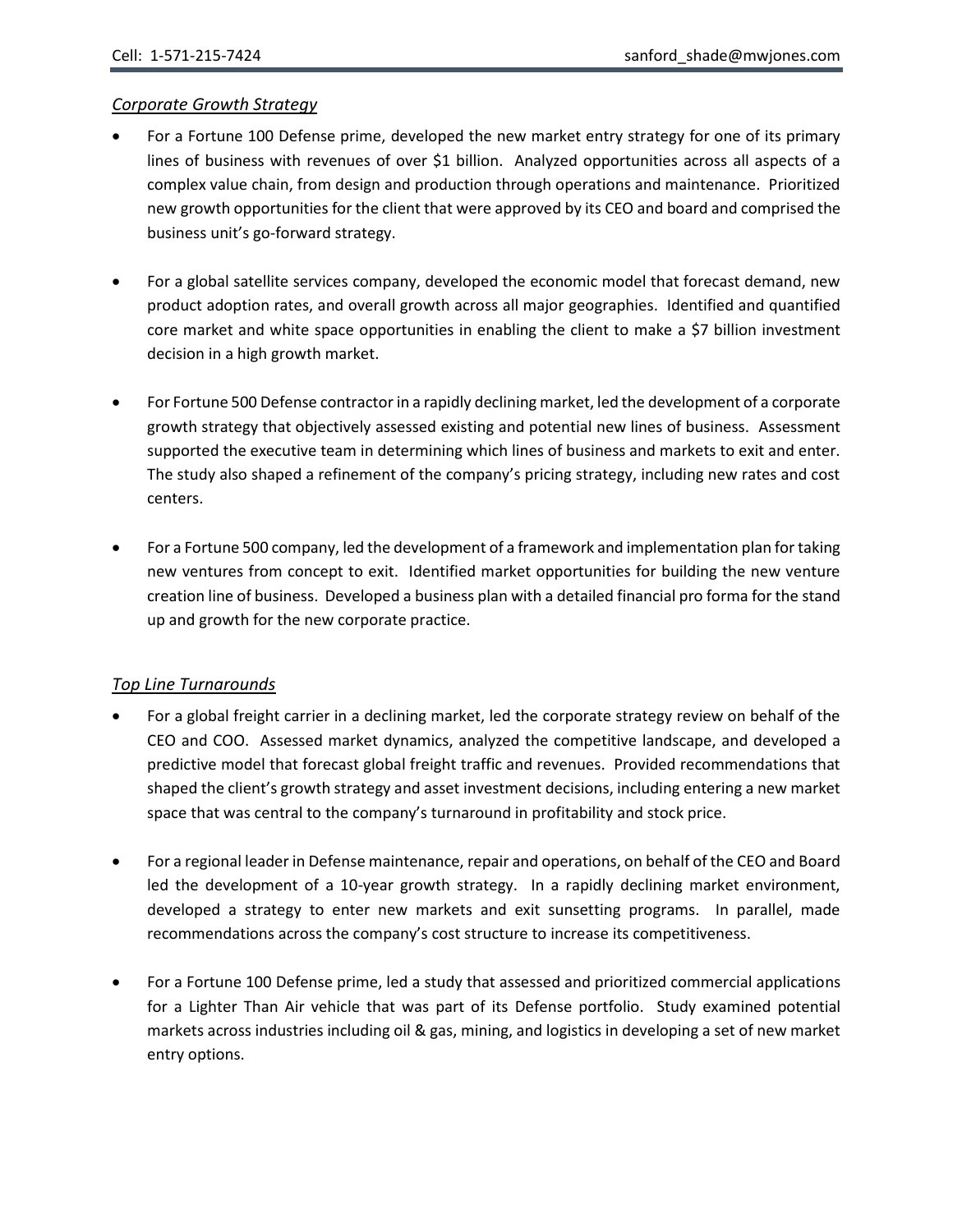*Corporate Growth Strategy*

- For a Fortune 100 Defense prime, developed the new market entry strategy for one of its primary lines of business with revenues of over $1 billion. Analyzed opportunities across all aspects of a complex value chain, from design and production through operations and maintenance. Prioritized new growth opportunities for the client that were approved by its CEO and board and comprised the business unit's go-forward strategy.

- For a global satellite services company, developed the economic model that forecast demand, new product adoption rates, and overall growth across all major geographies. Identified and quantified core market and white space opportunities in enabling the client to make a $7 billion investment decision in a high growth market.

- For Fortune 500 Defense contractor in a rapidly declining market, led the development of a corporate growth strategy that objectively assessed existing and potential new lines of business. Assessment supported the executive team in determining which lines of business and markets to exit and enter. The study also shaped a refinement of the company's pricing strategy, including new rates and cost centers.

- For a Fortune 500 company, led the development of a framework and implementation plan for taking new ventures from concept to exit. Identified market opportunities for building the new venture creation line of business. Developed a business plan with a detailed financial pro forma for the stand up and growth for the new corporate practice.

*Top Line Turnarounds*

- For a global freight carrier in a declining market, led the corporate strategy review on behalf of the CEO and COO. Assessed market dynamics, analyzed the competitive landscape, and developed a predictive model that forecast global freight traffic and revenues. Provided recommendations that shaped the client's growth strategy and asset investment decisions, including entering a new market space that was central to the company's turnaround in profitability and stock price.

- For a regional leader in Defense maintenance, repair and operations, on behalf of the CEO and Board led the development of a 10-year growth strategy. In a rapidly declining market environment, developed a strategy to enter new markets and exit sunsetting programs. In parallel, made recommendations across the company's cost structure to increase its competitiveness.

- For a Fortune 100 Defense prime, led a study that assessed and prioritized commercial applications for a Lighter Than Air vehicle that was part of its Defense portfolio. Study examined potential markets across industries including oil & gas, mining, and logistics in developing a set of new market entry options.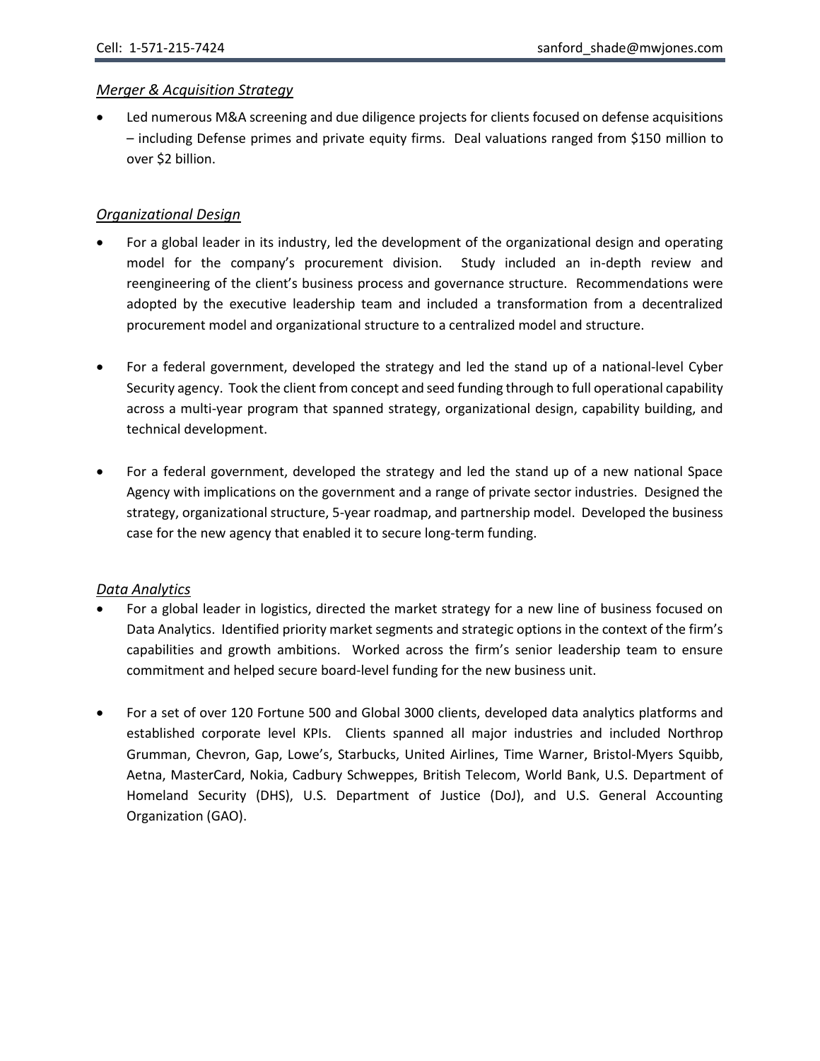*Merger & Acquisition Strategy*

- Led numerous M&A screening and due diligence projects for clients focused on defense acquisitions – including Defense primes and private equity firms. Deal valuations ranged from $150 million to over $2 billion.

*Organizational Design*

- For a global leader in its industry, led the development of the organizational design and operating model for the company's procurement division. Study included an in-depth review and reengineering of the client's business process and governance structure. Recommendations were adopted by the executive leadership team and included a transformation from a decentralized procurement model and organizational structure to a centralized model and structure.

- For a federal government, developed the strategy and led the stand up of a national-level Cyber Security agency. Took the client from concept and seed funding through to full operational capability across a multi-year program that spanned strategy, organizational design, capability building, and technical development.

- For a federal government, developed the strategy and led the stand up of a new national Space Agency with implications on the government and a range of private sector industries. Designed the strategy, organizational structure, 5-year roadmap, and partnership model. Developed the business case for the new agency that enabled it to secure long-term funding.

*Data Analytics*

- For a global leader in logistics, directed the market strategy for a new line of business focused on Data Analytics. Identified priority market segments and strategic options in the context of the firm's capabilities and growth ambitions. Worked across the firm's senior leadership team to ensure commitment and helped secure board-level funding for the new business unit.

- For a set of over 120 Fortune 500 and Global 3000 clients, developed data analytics platforms and established corporate level KPIs. Clients spanned all major industries and included Northrop Grumman, Chevron, Gap, Lowe's, Starbucks, United Airlines, Time Warner, Bristol-Myers Squibb, Aetna, MasterCard, Nokia, Cadbury Schweppes, British Telecom, World Bank, U.S. Department of Homeland Security (DHS), U.S. Department of Justice (DoJ), and U.S. General Accounting Organization (GAO).